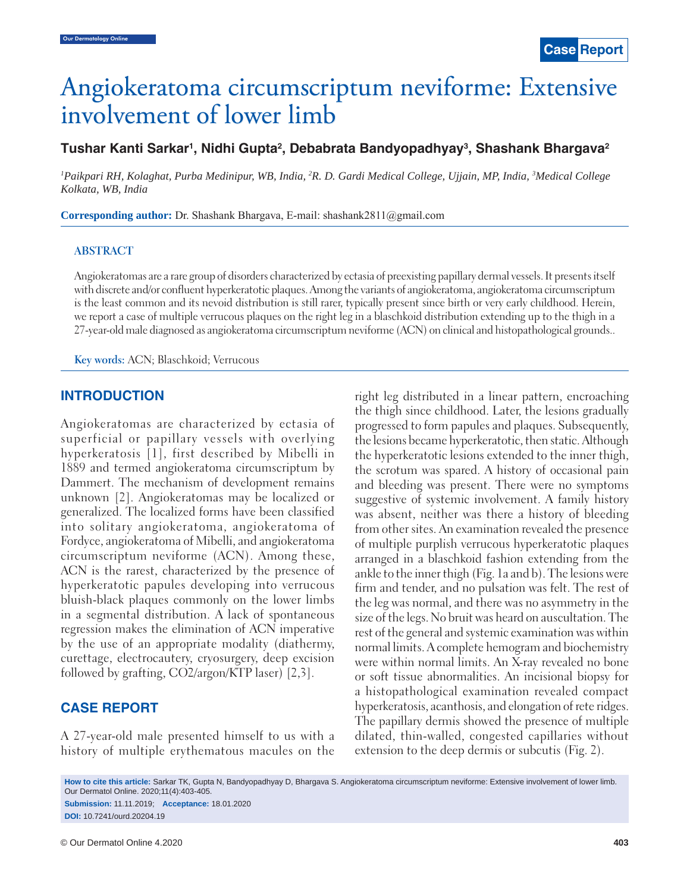# Angiokeratoma circumscriptum neviforme: Extensive involvement of lower limb

**Tushar Kanti Sarkar[1], Nidhi Gupta[2], Debabrata Bandyopadhyay[3], Shashank Bhargava[2]**

*[1]Paikpari RH, Kolaghat, Purba Medinipur, WB, India, [2]R. D. Gardi Medical College, Ujjain, MP, India, [3]Medical College Kolkata, WB, India*

**Corresponding author:** Dr. Shashank Bhargava, E-mail: shashank2811@gmail.com

## ABSTRACT

Angiokeratomas are a rare group of disorders characterized by ectasia of preexisting papillary dermal vessels. It presents itself with discrete and/or confluent hyperkeratotic plaques. Among the variants of angiokeratoma, angiokeratoma circumscriptum is the least common and its nevoid distribution is still rarer, typically present since birth or very early childhood. Herein, we report a case of multiple verrucous plaques on the right leg in a blaschkoid distribution extending up to the thigh in a 27-year-old male diagnosed as angiokeratoma circumscriptum neviforme (ACN) on clinical and histopathological grounds..

**Key words:** ACN; Blaschkoid; Verrucous

## INTRODUCTION

Angiokeratomas are characterized by ectasia of superficial or papillary vessels with overlying hyperkeratosis [1], first described by Mibelli in 1889 and termed angiokeratoma circumscriptum by Dammert. The mechanism of development remains unknown [2]. Angiokeratomas may be localized or generalized. The localized forms have been classified into solitary angiokeratoma, angiokeratoma of Fordyce, angiokeratoma of Mibelli, and angiokeratoma circumscriptum neviforme (ACN). Among these, ACN is the rarest, characterized by the presence of hyperkeratotic papules developing into verrucous bluish-black plaques commonly on the lower limbs in a segmental distribution. A lack of spontaneous regression makes the elimination of ACN imperative by the use of an appropriate modality (diathermy, curettage, electrocautery, cryosurgery, deep excision followed by grafting, $CO_2$/argon/KTP laser) [2,3].

## CASE REPORT

A 27-year-old male presented himself to us with a history of multiple erythematous macules on the right leg distributed in a linear pattern, encroaching the thigh since childhood. Later, the lesions gradually progressed to form papules and plaques. Subsequently, the lesions became hyperkeratotic, then static. Although the hyperkeratotic lesions extended to the inner thigh, the scrotum was spared. A history of occasional pain and bleeding was present. There were no symptoms suggestive of systemic involvement. A family history was absent, neither was there a history of bleeding from other sites. An examination revealed the presence of multiple purplish verrucous hyperkeratotic plaques arranged in a blaschkoid fashion extending from the ankle to the inner thigh (Fig. 1a and b). The lesions were firm and tender, and no pulsation was felt. The rest of the leg was normal, and there was no asymmetry in the size of the legs. No bruit was heard on auscultation. The rest of the general and systemic examination was within normal limits. A complete hemogram and biochemistry were within normal limits. An X-ray revealed no bone or soft tissue abnormalities. An incisional biopsy for a histopathological examination revealed compact hyperkeratosis, acanthosis, and elongation of rete ridges. The papillary dermis showed the presence of multiple dilated, thin-walled, congested capillaries without extension to the deep dermis or subcutis (Fig. 2).

**How to cite this article:** Sarkar TK, Gupta N, Bandyopadhyay D, Bhargava S. Angiokeratoma circumscriptum neviforme: Extensive involvement of lower limb. Our Dermatol Online. 2020;11(4):403-405.

**Submission:** 11.11.2019; **Acceptance:** 18.01.2020

**DOI:** 10.7241/ourd.20204.19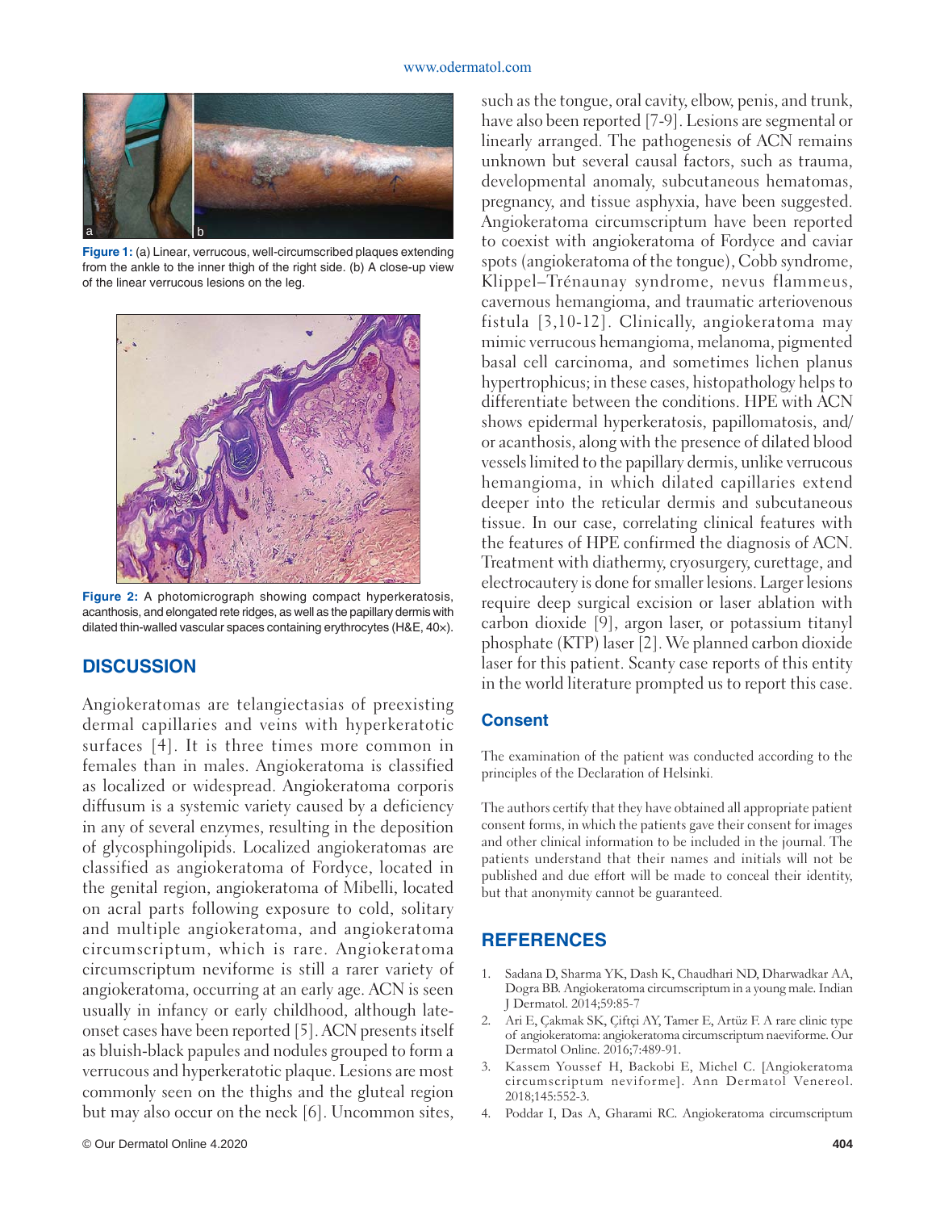Figure 1: (a) Linear, verrucous, well-circumscribed plaques extending from the ankle to the inner thigh of the right side. (b) A close-up view of the linear verrucous lesions on the leg.

Figure 2: A photomicrograph showing compact hyperkeratosis, acanthosis, and elongated rete ridges, as well as the papillary dermis with dilated thin-walled vascular spaces containing erythrocytes (H&E, 40×).

## DISCUSSION

Angiokeratomas are telangiectasias of preexisting dermal capillaries and veins with hyperkeratotic surfaces [4]. It is three times more common in females than in males. Angiokeratoma is classified as localized or widespread. Angiokeratoma corporis diffusum is a systemic variety caused by a deficiency in any of several enzymes, resulting in the deposition of glycosphingolipids. Localized angiokeratomas are classified as angiokeratoma of Fordyce, located in the genital region, angiokeratoma of Mibelli, located on acral parts following exposure to cold, solitary and multiple angiokeratoma, and angiokeratoma circumscriptum, which is rare. Angiokeratoma circumscriptum neviforme is still a rarer variety of angiokeratoma, occurring at an early age. ACN is seen usually in infancy or early childhood, although late-onset cases have been reported [5]. ACN presents itself as bluish-black papules and nodules grouped to form a verrucous and hyperkeratotic plaque. Lesions are most commonly seen on the thighs and the gluteal region but may also occur on the neck [6]. Uncommon sites, such as the tongue, oral cavity, elbow, penis, and trunk, have also been reported [7-9]. Lesions are segmental or linearly arranged. The pathogenesis of ACN remains unknown but several causal factors, such as trauma, developmental anomaly, subcutaneous hematomas, pregnancy, and tissue asphyxia, have been suggested. Angiokeratoma circumscriptum have been reported to coexist with angiokeratoma of Fordyce and caviar spots (angiokeratoma of the tongue), Cobb syndrome, Klippel–Trénaunay syndrome, nevus flammeus, cavernous hemangioma, and traumatic arteriovenous fistula [3,10-12]. Clinically, angiokeratoma may mimic verrucous hemangioma, melanoma, pigmented basal cell carcinoma, and sometimes lichen planus hypertrophicus; in these cases, histopathology helps to differentiate between the conditions. HPE with ACN shows epidermal hyperkeratosis, papillomatosis, and/or acanthosis, along with the presence of dilated blood vessels limited to the papillary dermis, unlike verrucous hemangioma, in which dilated capillaries extend deeper into the reticular dermis and subcutaneous tissue. In our case, correlating clinical features with the features of HPE confirmed the diagnosis of ACN. Treatment with diathermy, cryosurgery, curettage, and electrocautery is done for smaller lesions. Larger lesions require deep surgical excision or laser ablation with carbon dioxide [9], argon laser, or potassium titanyl phosphate (KTP) laser [2]. We planned carbon dioxide laser for this patient. Scanty case reports of this entity in the world literature prompted us to report this case.

### Consent

The examination of the patient was conducted according to the principles of the Declaration of Helsinki.

The authors certify that they have obtained all appropriate patient consent forms, in which the patients gave their consent for images and other clinical information to be included in the journal. The patients understand that their names and initials will not be published and due effort will be made to conceal their identity, but that anonymity cannot be guaranteed.

## REFERENCES

1. Sadana D, Sharma YK, Dash K, Chaudhari ND, Dharwadkar AA, Dogra BB. Angiokeratoma circumscriptum in a young male. Indian J Dermatol. 2014;59:85-7
2. Ari E, Çakmak SK, Çiftçi AY, Tamer E, Artüz F. A rare clinic type of angiokeratoma: angiokeratoma circumscriptum naeviforme. Our Dermatol Online. 2016;7:489-91.
3. Kassem Youssef H, Backobi E, Michel C. [Angiokeratoma circumscriptum neviforme]. Ann Dermatol Venereol. 2018;145:552-3.
4. Poddar I, Das A, Gharami RC. Angiokeratoma circumscriptum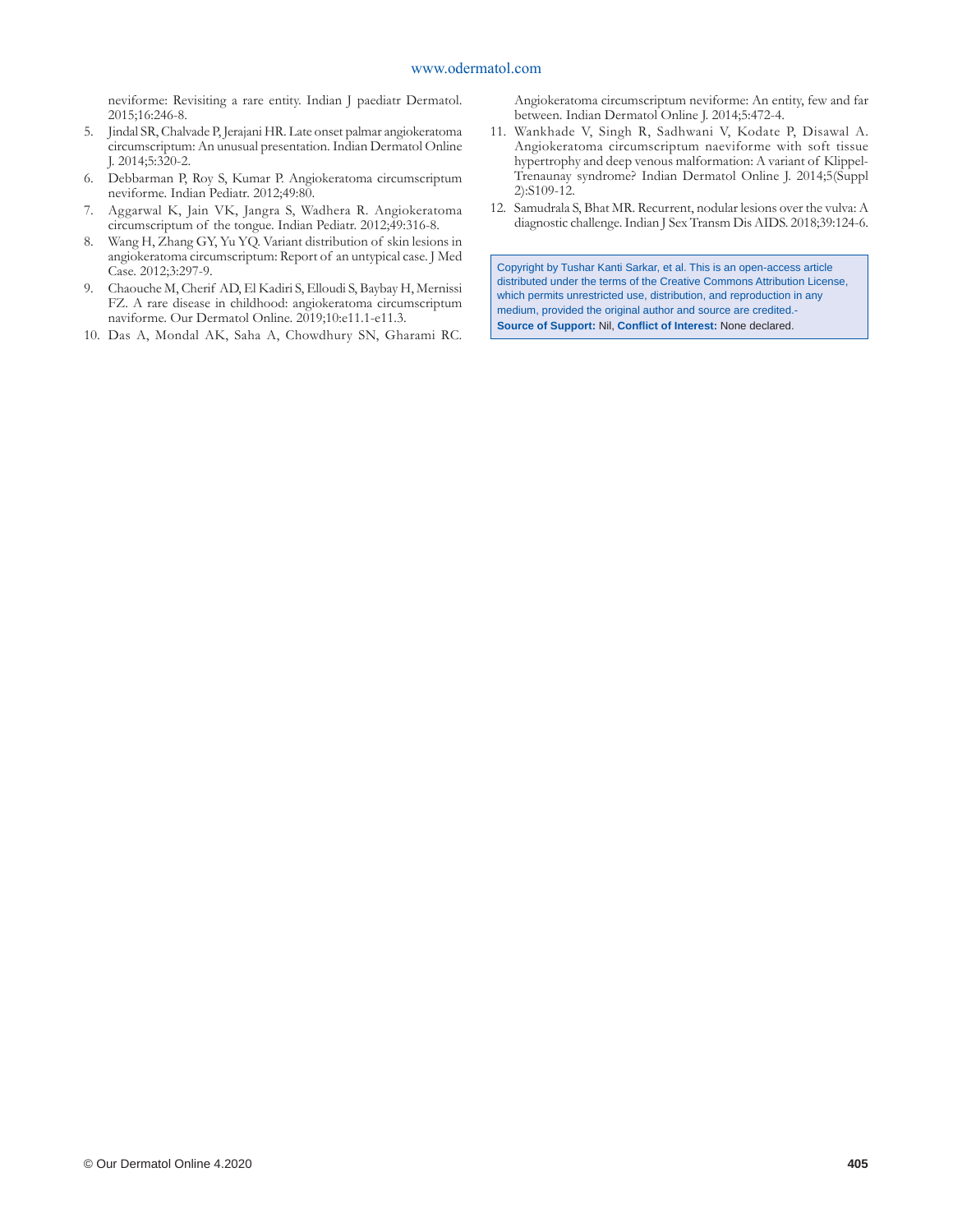neviforme: Revisiting a rare entity. Indian J paediatr Dermatol. 2015;16:246-8.

5. Jindal SR, Chalvade P, Jerajani HR. Late onset palmar angiokeratoma circumscriptum: An unusual presentation. Indian Dermatol Online J. 2014;5:320-2.
6. Debbarman P, Roy S, Kumar P. Angiokeratoma circumscriptum neviforme. Indian Pediatr. 2012;49:80.
7. Aggarwal K, Jain VK, Jangra S, Wadhera R. Angiokeratoma circumscriptum of the tongue. Indian Pediatr. 2012;49:316-8.
8. Wang H, Zhang GY, Yu YQ. Variant distribution of skin lesions in angiokeratoma circumscriptum: Report of an untypical case. J Med Case. 2012;3:297-9.
9. Chaouche M, Cherif AD, El Kadiri S, Elloudi S, Baybay H, Mernissi FZ. A rare disease in childhood: angiokeratoma circumscriptum naviforme. Our Dermatol Online. 2019;10:e11.1-e11.3.
10. Das A, Mondal AK, Saha A, Chowdhury SN, Gharami RC. Angiokeratoma circumscriptum neviforme: An entity, few and far between. Indian Dermatol Online J. 2014;5:472-4.
11. Wankhade V, Singh R, Sadhwani V, Kodate P, Disawal A. Angiokeratoma circumscriptum naeviforme with soft tissue hypertrophy and deep venous malformation: A variant of Klippel-Trenaunay syndrome? Indian Dermatol Online J. 2014;5(Suppl 2):S109-12.
12. Samudrala S, Bhat MR. Recurrent, nodular lesions over the vulva: A diagnostic challenge. Indian J Sex Transm Dis AIDS. 2018;39:124-6.

Copyright by Tushar Kanti Sarkar, et al. This is an open-access article distributed under the terms of the Creative Commons Attribution License, which permits unrestricted use, distribution, and reproduction in any medium, provided the original author and source are credited.-
**Source of Support:** Nil, **Conflict of Interest:** None declared.